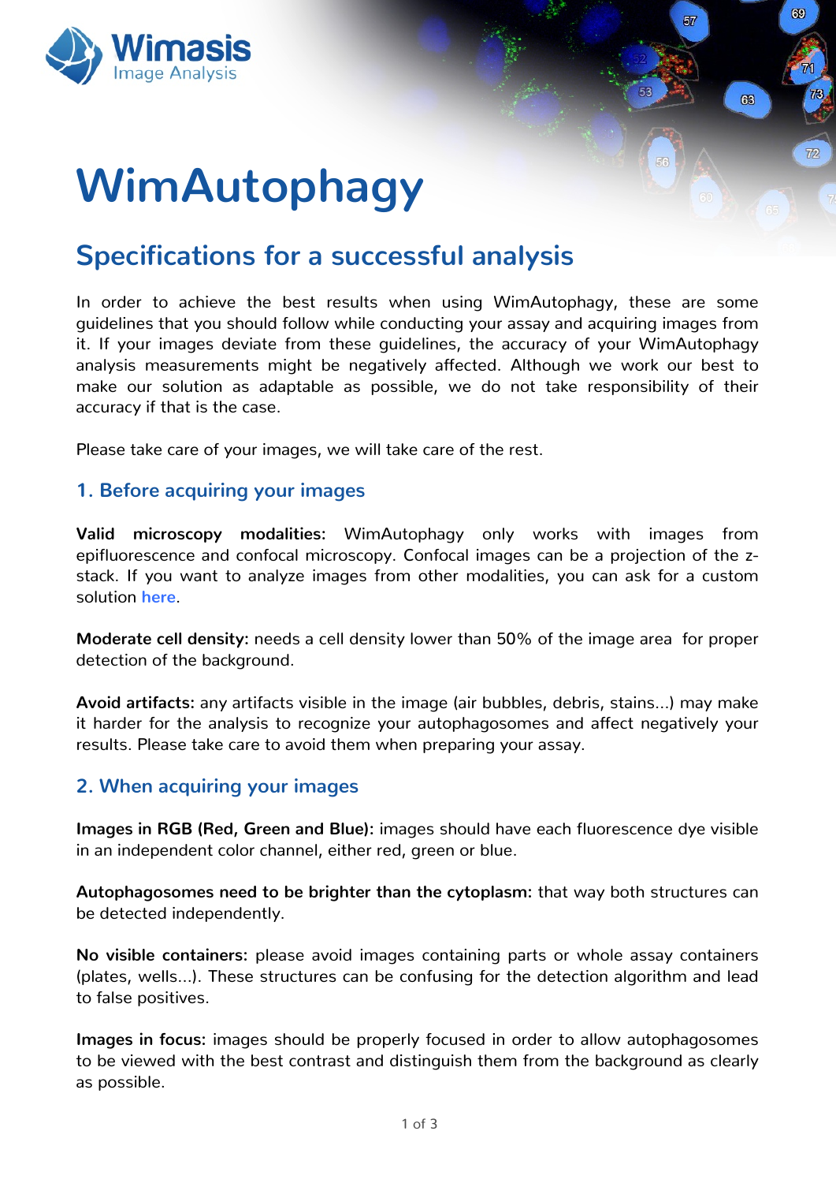Wimasis
Image Analysis

# WimAutophagy

## Specifications for a successful analysis

In order to achieve the best results when using WimAutophagy, these are some guidelines that you should follow while conducting your assay and acquiring images from it. If your images deviate from these guidelines, the accuracy of your WimAutophagy analysis measurements might be negatively affected. Although we work our best to make our solution as adaptable as possible, we do not take responsibility of their accuracy if that is the case.

Please take care of your images, we will take care of the rest.

### 1. Before acquiring your images

**Valid microscopy modalities:** WimAutophagy only works with images from epifluorescence and confocal microscopy. Confocal images can be a projection of the z-stack. If you want to analyze images from other modalities, you can ask for a custom solution here.

**Moderate cell density:** needs a cell density lower than 50% of the image area for proper detection of the background.

**Avoid artifacts:** any artifacts visible in the image (air bubbles, debris, stains...) may make it harder for the analysis to recognize your autophagosomes and affect negatively your results. Please take care to avoid them when preparing your assay.

### 2. When acquiring your images

**Images in RGB (Red, Green and Blue):** images should have each fluorescence dye visible in an independent color channel, either red, green or blue.

**Autophagosomes need to be brighter than the cytoplasm:** that way both structures can be detected independently.

**No visible containers:** please avoid images containing parts or whole assay containers (plates, wells...). These structures can be confusing for the detection algorithm and lead to false positives.

**Images in focus:** images should be properly focused in order to allow autophagosomes to be viewed with the best contrast and distinguish them from the background as clearly as possible.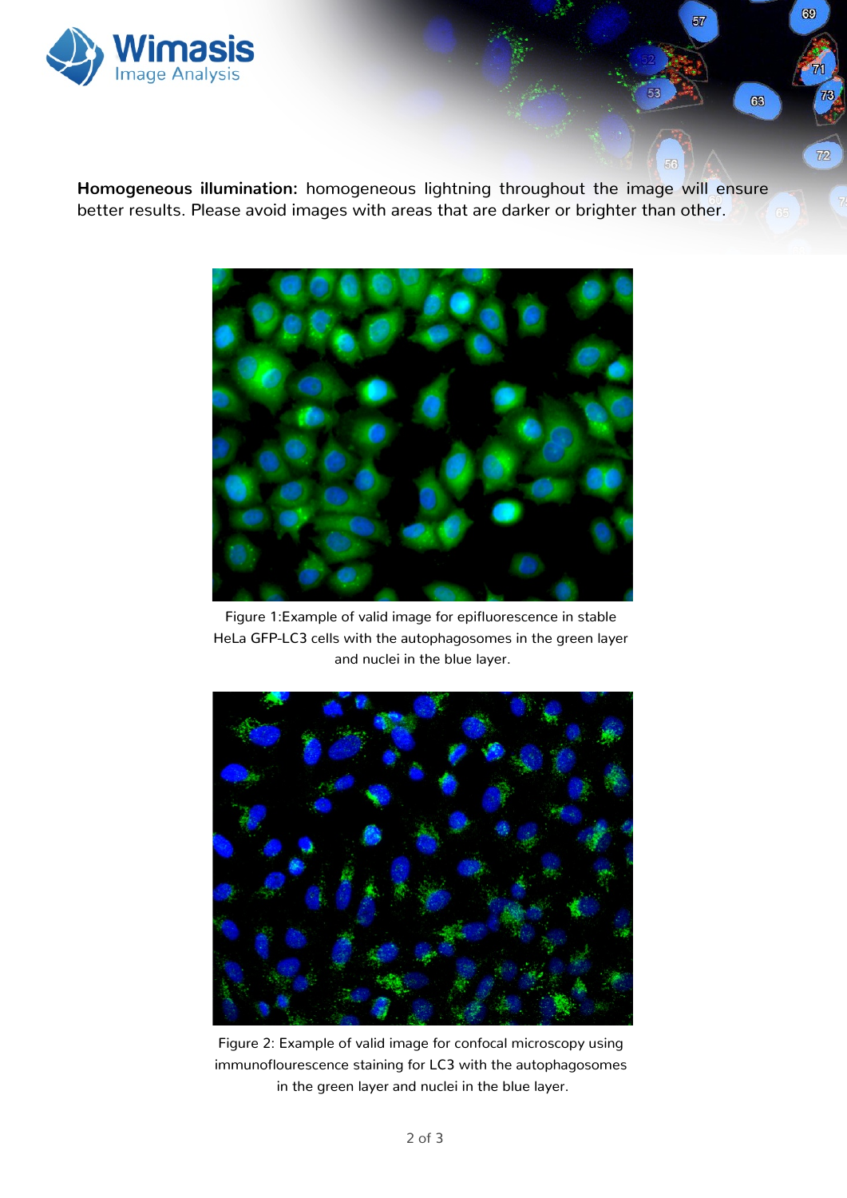**Homogeneous illumination:** homogeneous lightning throughout the image will ensure better results. Please avoid images with areas that are darker or brighter than other.

Figure 1:Example of valid image for epifluorescence in stable HeLa GFP-LC3 cells with the autophagosomes in the green layer and nuclei in the blue layer.

Figure 2: Example of valid image for confocal microscopy using immunoflourescence staining for LC3 with the autophagosomes in the green layer and nuclei in the blue layer.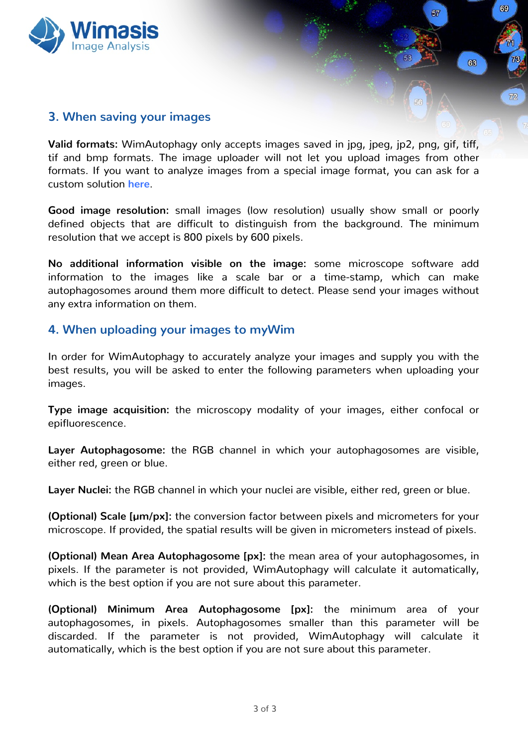## 3. When saving your images

**Valid formats:** WimAutophagy only accepts images saved in jpg, jpeg, jp2, png, gif, tiff, tif and bmp formats. The image uploader will not let you upload images from other formats. If you want to analyze images from a special image format, you can ask for a custom solution here.

**Good image resolution:** small images (low resolution) usually show small or poorly defined objects that are difficult to distinguish from the background. The minimum resolution that we accept is 800 pixels by 600 pixels.

**No additional information visible on the image:** some microscope software add information to the images like a scale bar or a time-stamp, which can make autophagosomes around them more difficult to detect. Please send your images without any extra information on them.

## 4. When uploading your images to myWim

In order for WimAutophagy to accurately analyze your images and supply you with the best results, you will be asked to enter the following parameters when uploading your images.

**Type image acquisition:** the microscopy modality of your images, either confocal or epifluorescence.

**Layer Autophagosome:** the RGB channel in which your autophagosomes are visible, either red, green or blue.

**Layer Nuclei:** the RGB channel in which your nuclei are visible, either red, green or blue.

**(Optional) Scale [µm/px]:** the conversion factor between pixels and micrometers for your microscope. If provided, the spatial results will be given in micrometers instead of pixels.

**(Optional) Mean Area Autophagosome [px]:** the mean area of your autophagosomes, in pixels. If the parameter is not provided, WimAutophagy will calculate it automatically, which is the best option if you are not sure about this parameter.

**(Optional) Minimum Area Autophagosome [px]:** the minimum area of your autophagosomes, in pixels. Autophagosomes smaller than this parameter will be discarded. If the parameter is not provided, WimAutophagy will calculate it automatically, which is the best option if you are not sure about this parameter.